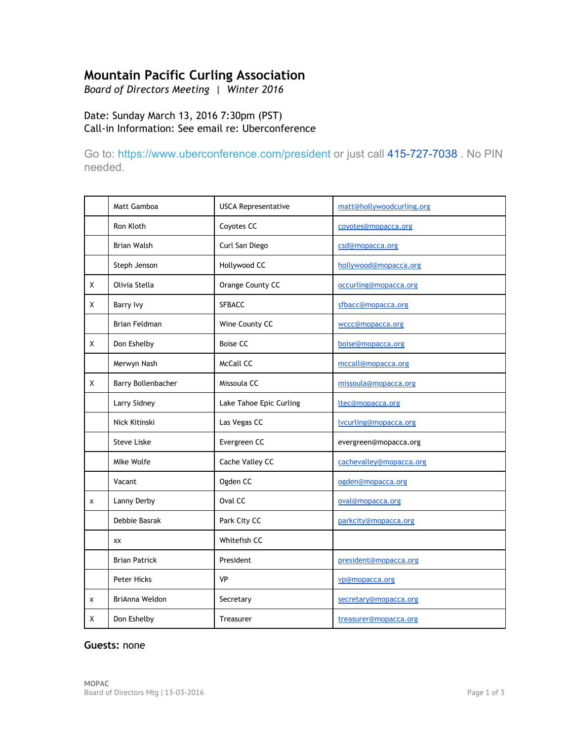# Mountain Pacific Curling Association

*Board of Directors Meeting | Winter 2016*

Date: Sunday March 13, 2016 7:30pm (PST)
Call-in Information: See email re: Uberconference

Go to: https://www.uberconference.com/president or just call 415-727-7038 . No PIN needed.

| | | | |
|---|---|---|---|
| | Matt Gamboa | USCA Representative | matt@hollywoodcurling.org |
| | Ron Kloth | Coyotes CC | coyotes@mopacca.org |
| | Brian Walsh | Curl San Diego | csd@mopacca.org |
| | Steph Jenson | Hollywood CC | hollywood@mopacca.org |
| X | Olivia Stella | Orange County CC | occurling@mopacca.org |
| X | Barry Ivy | SFBACC | sfbacc@mopacca.org |
| | Brian Feldman | Wine County CC | wccc@mopacca.org |
| X | Don Eshelby | Boise CC | boise@mopacca.org |
| | Merwyn Nash | McCall CC | mccall@mopacca.org |
| X | Barry Bollenbacher | Missoula CC | missoula@mopacca.org |
| | Larry Sidney | Lake Tahoe Epic Curling | ltec@mopacca.org |
| | Nick Kitinski | Las Vegas CC | lvcurling@mopacca.org |
| | Steve Liske | Evergreen CC | evergreen@mopacca.org |
| | MIke Wolfe | Cache Valley CC | cachevalley@mopacca.org |
| | Vacant | Ogden CC | ogden@mopacca.org |
| x | Lanny Derby | Oval CC | oval@mopacca.org |
| | Debbie Basrak | Park City CC | parkcity@mopacca.org |
| | xx | Whitefish CC | |
| | Brian Patrick | President | president@mopacca.org |
| | Peter Hicks | VP | vp@mopacca.org |
| x | BriAnna Weldon | Secretary | secretary@mopacca.org |
| X | Don Eshelby | Treasurer | treasurer@mopacca.org |

**Guests:** none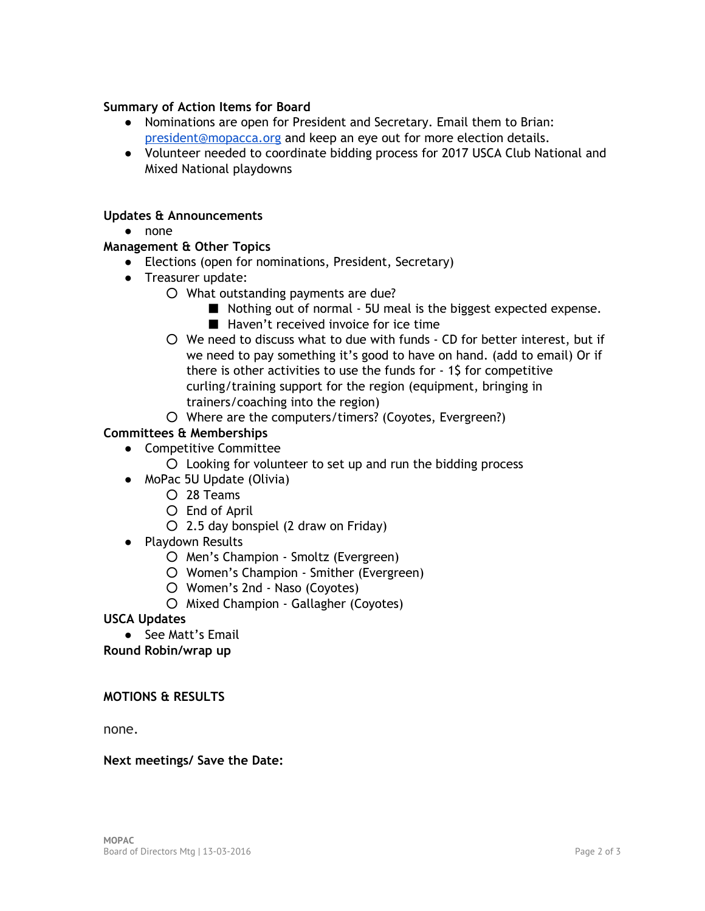**Summary of Action Items for Board**

- Nominations are open for President and Secretary. Email them to Brian: [president@mopacca.org](mailto:president@mopacca.org) and keep an eye out for more election details.
- Volunteer needed to coordinate bidding process for 2017 USCA Club National and Mixed National playdowns

**Updates & Announcements**

- none

**Management & Other Topics**

- Elections (open for nominations, President, Secretary)
- Treasurer update:
  - What outstanding payments are due?
    - Nothing out of normal - 5U meal is the biggest expected expense.
    - Haven't received invoice for ice time
  - We need to discuss what to due with funds - CD for better interest, but if we need to pay something it's good to have on hand. (add to email) Or if there is other activities to use the funds for - 1$ for competitive curling/training support for the region (equipment, bringing in trainers/coaching into the region)
  - Where are the computers/timers? (Coyotes, Evergreen?)

**Committees & Memberships**

- Competitive Committee
  - Looking for volunteer to set up and run the bidding process
- MoPac 5U Update (Olivia)
  - 28 Teams
  - End of April
  - 2.5 day bonspiel (2 draw on Friday)
- Playdown Results
  - Men's Champion - Smoltz (Evergreen)
  - Women's Champion - Smither (Evergreen)
  - Women's 2nd - Naso (Coyotes)
  - Mixed Champion - Gallagher (Coyotes)

**USCA Updates**

- See Matt's Email

**Round Robin/wrap up**

**MOTIONS & RESULTS**

none.

**Next meetings/ Save the Date:**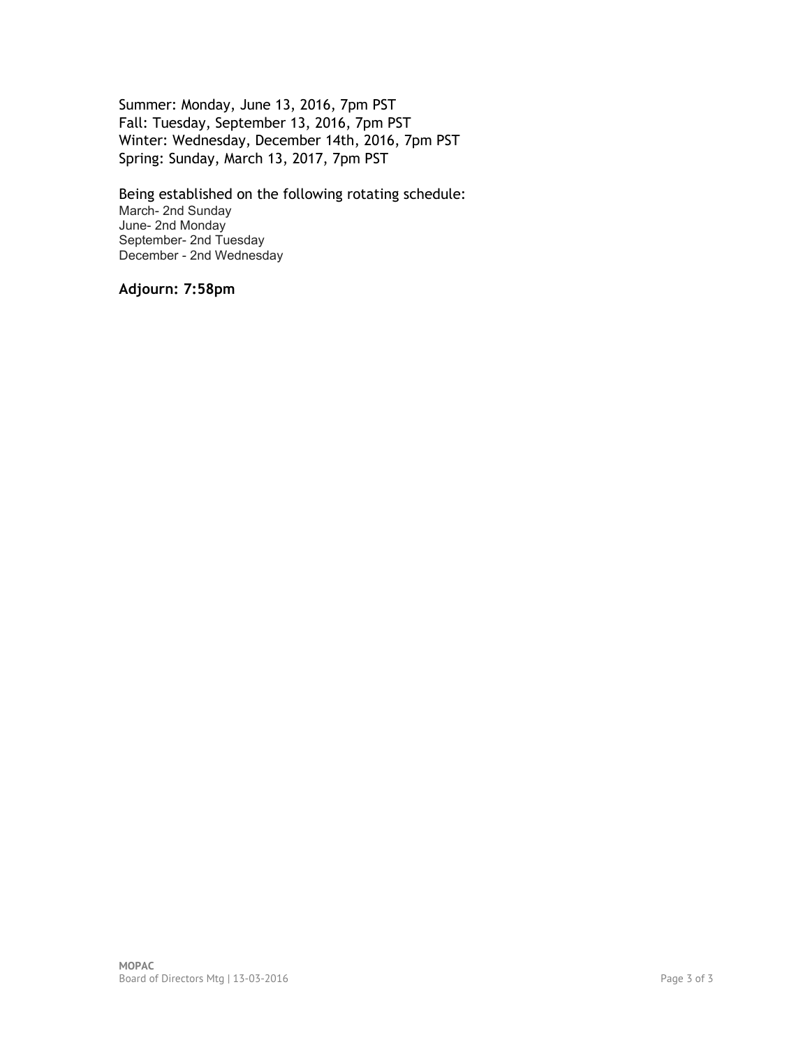Summer: Monday, June 13, 2016, 7pm PST
Fall: Tuesday, September 13, 2016, 7pm PST
Winter: Wednesday, December 14th, 2016, 7pm PST
Spring: Sunday, March 13, 2017, 7pm PST

Being established on the following rotating schedule:
March- 2nd Sunday
June- 2nd Monday
September- 2nd Tuesday
December - 2nd Wednesday

**Adjourn: 7:58pm**